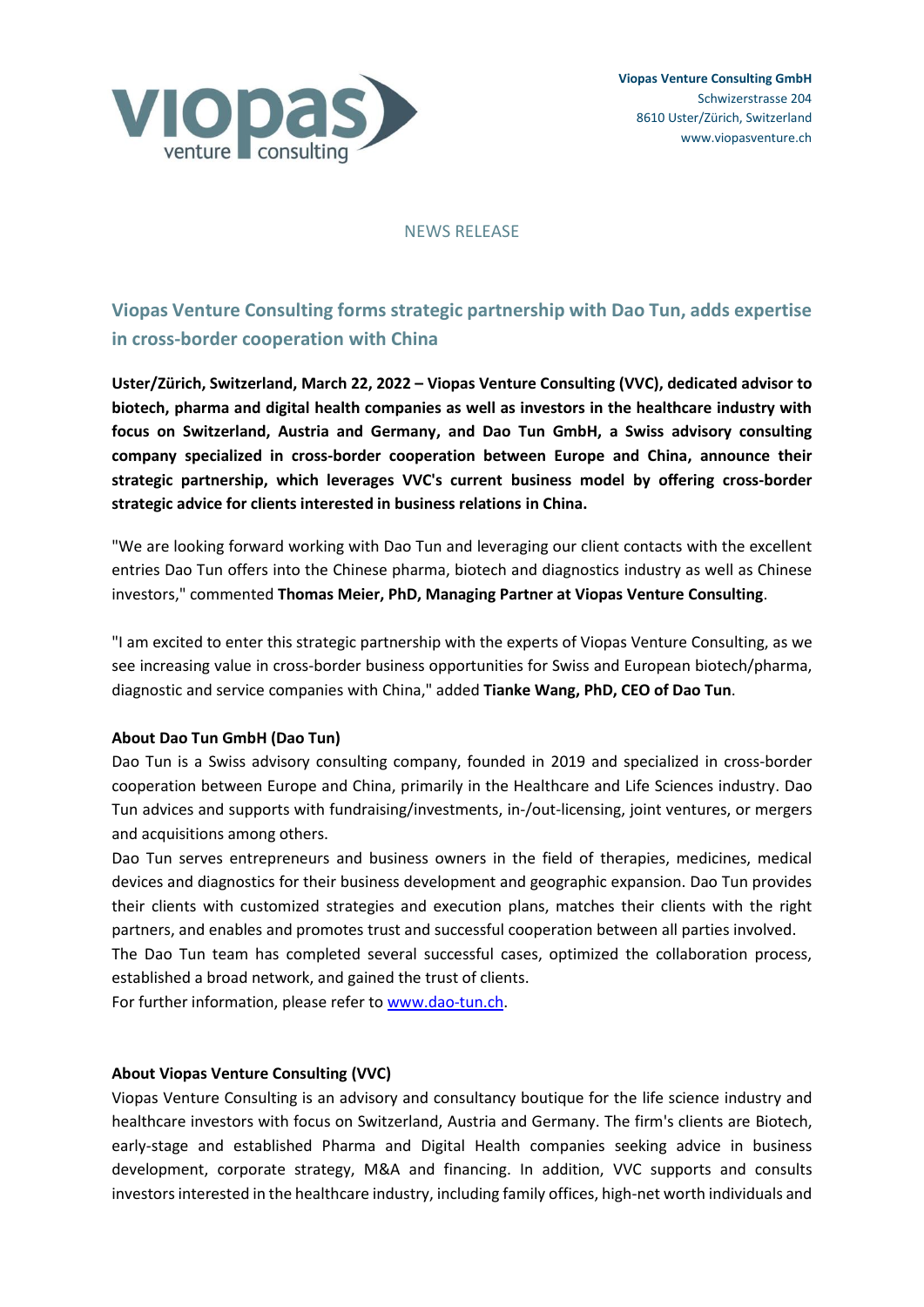**Viopas Venture Consulting GmbH**
Schwizerstrasse 204
8610 Uster/Zürich, Switzerland
www.viopasventure.ch

NEWS RELEASE

## Viopas Venture Consulting forms strategic partnership with Dao Tun, adds expertise in cross-border cooperation with China

**Uster/Zürich, Switzerland, March 22, 2022 – Viopas Venture Consulting (VVC), dedicated advisor to biotech, pharma and digital health companies as well as investors in the healthcare industry with focus on Switzerland, Austria and Germany, and Dao Tun GmbH, a Swiss advisory consulting company specialized in cross-border cooperation between Europe and China, announce their strategic partnership, which leverages VVC's current business model by offering cross-border strategic advice for clients interested in business relations in China.**

"We are looking forward working with Dao Tun and leveraging our client contacts with the excellent entries Dao Tun offers into the Chinese pharma, biotech and diagnostics industry as well as Chinese investors," commented **Thomas Meier, PhD, Managing Partner at Viopas Venture Consulting**.

"I am excited to enter this strategic partnership with the experts of Viopas Venture Consulting, as we see increasing value in cross-border business opportunities for Swiss and European biotech/pharma, diagnostic and service companies with China," added **Tianke Wang, PhD, CEO of Dao Tun**.

**About Dao Tun GmbH (Dao Tun)**

Dao Tun is a Swiss advisory consulting company, founded in 2019 and specialized in cross-border cooperation between Europe and China, primarily in the Healthcare and Life Sciences industry. Dao Tun advices and supports with fundraising/investments, in-/out-licensing, joint ventures, or mergers and acquisitions among others.

Dao Tun serves entrepreneurs and business owners in the field of therapies, medicines, medical devices and diagnostics for their business development and geographic expansion. Dao Tun provides their clients with customized strategies and execution plans, matches their clients with the right partners, and enables and promotes trust and successful cooperation between all parties involved.

The Dao Tun team has completed several successful cases, optimized the collaboration process, established a broad network, and gained the trust of clients.

For further information, please refer to www.dao-tun.ch.

**About Viopas Venture Consulting (VVC)**

Viopas Venture Consulting is an advisory and consultancy boutique for the life science industry and healthcare investors with focus on Switzerland, Austria and Germany. The firm's clients are Biotech, early-stage and established Pharma and Digital Health companies seeking advice in business development, corporate strategy, M&A and financing. In addition, VVC supports and consults investors interested in the healthcare industry, including family offices, high-net worth individuals and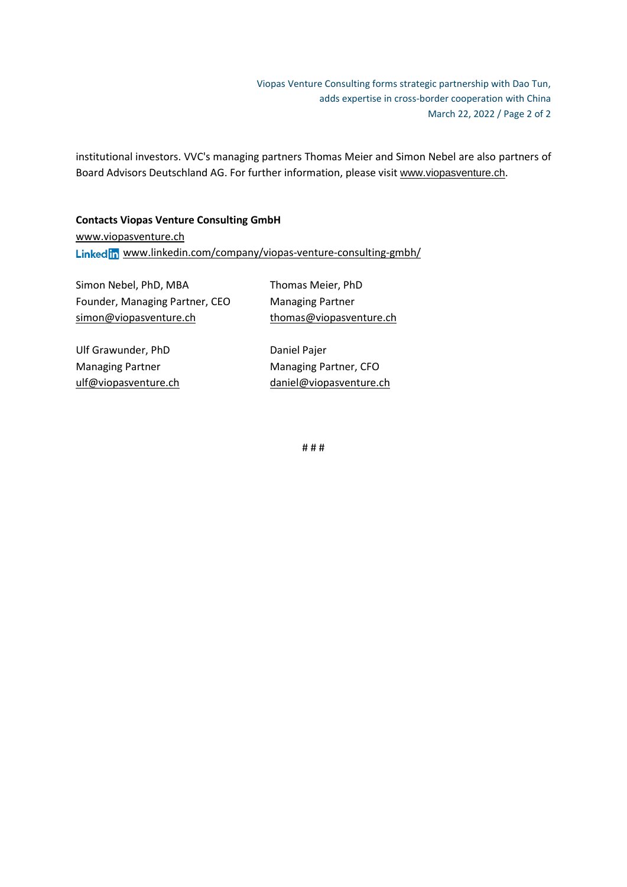institutional investors. VVC's managing partners Thomas Meier and Simon Nebel are also partners of Board Advisors Deutschland AG. For further information, please visit www.viopasventure.ch.

**Contacts Viopas Venture Consulting GmbH**

www.viopasventure.ch

LinkedIn www.linkedin.com/company/viopas-venture-consulting-gmbh/

Simon Nebel, PhD, MBA
Founder, Managing Partner, CEO
simon@viopasventure.ch

Thomas Meier, PhD
Managing Partner
thomas@viopasventure.ch

Ulf Grawunder, PhD
Managing Partner
ulf@viopasventure.ch

Daniel Pajer
Managing Partner, CFO
daniel@viopasventure.ch

# # #